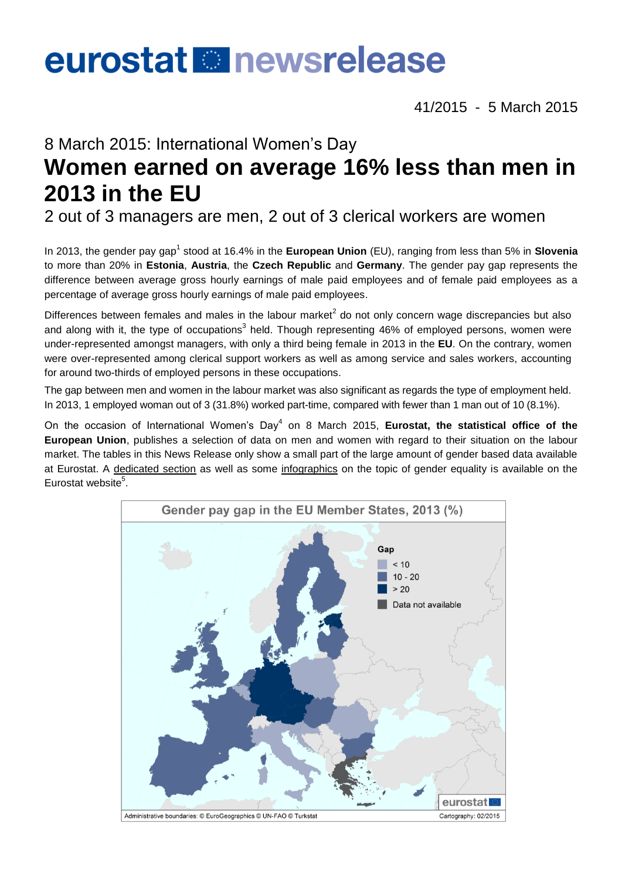# eurostat newsrelease

41/2015 - 5 March 2015

## 8 March 2015: International Women's Day

# Women earned on average 16% less than men in 2013 in the EU

## 2 out of 3 managers are men, 2 out of 3 clerical workers are women

In 2013, the gender pay gap[1] stood at 16.4% in the **European Union** (EU), ranging from less than 5% in **Slovenia** to more than 20% in **Estonia**, **Austria**, the **Czech Republic** and **Germany**. The gender pay gap represents the difference between average gross hourly earnings of male paid employees and of female paid employees as a percentage of average gross hourly earnings of male paid employees.

Differences between females and males in the labour market[2] do not only concern wage discrepancies but also and along with it, the type of occupations[3] held. Though representing 46% of employed persons, women were under-represented amongst managers, with only a third being female in 2013 in the **EU**. On the contrary, women were over-represented among clerical support workers as well as among service and sales workers, accounting for around two-thirds of employed persons in these occupations.

The gap between men and women in the labour market was also significant as regards the type of employment held. In 2013, 1 employed woman out of 3 (31.8%) worked part-time, compared with fewer than 1 man out of 10 (8.1%).

On the occasion of International Women's Day[4] on 8 March 2015, **Eurostat, the statistical office of the European Union**, publishes a selection of data on men and women with regard to their situation on the labour market. The tables in this News Release only show a small part of the large amount of gender based data available at Eurostat. A dedicated section as well as some infographics on the topic of gender equality is available on the Eurostat website[5].

**Gender pay gap in the EU Member States, 2013 (%)**

Gap
- < 10
- 10 - 20
- > 20
- Data not available

Administrative boundaries: © EuroGeographics © UN-FAO © Turkstat — Cartography: 02/2015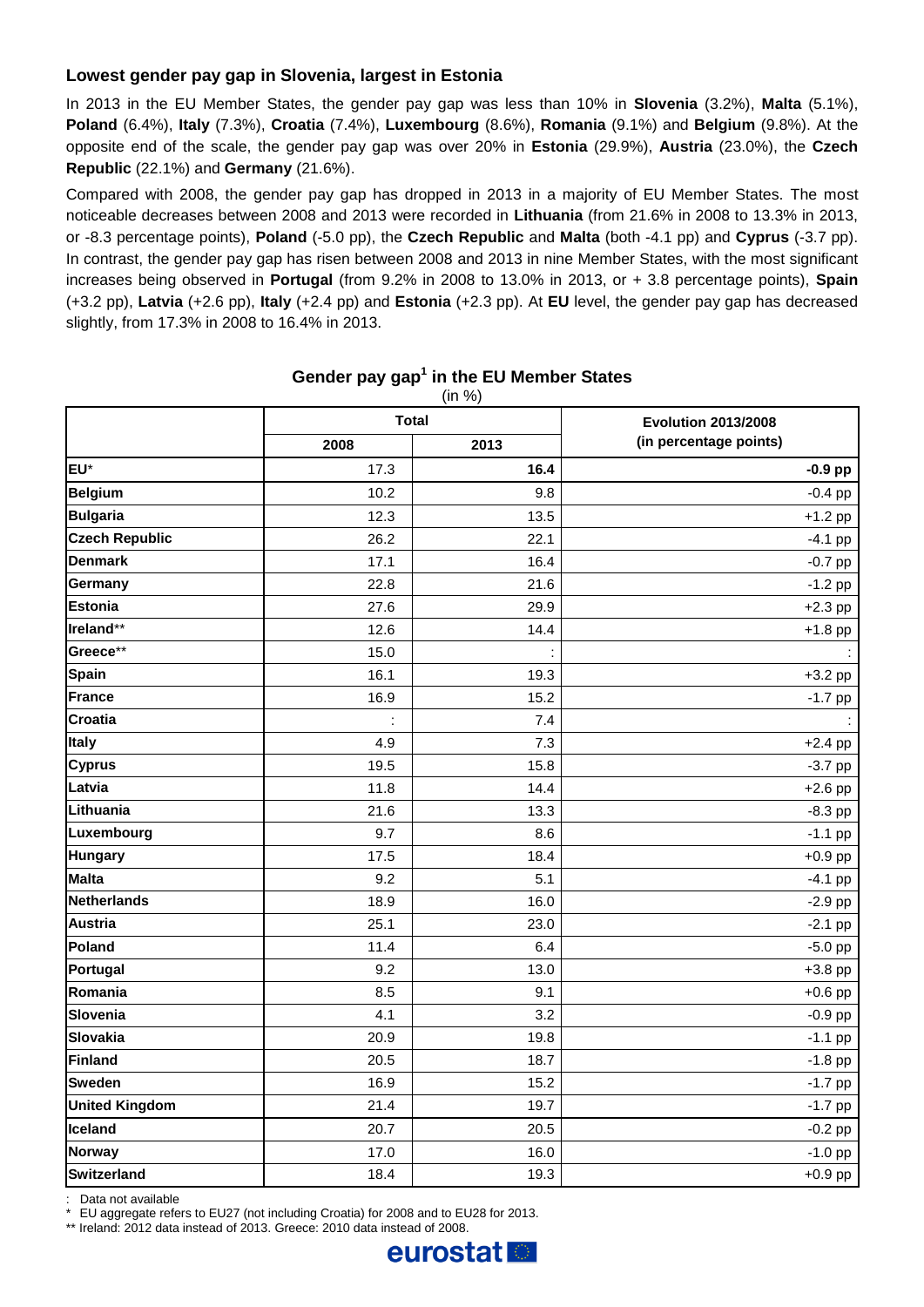### Lowest gender pay gap in Slovenia, largest in Estonia

In 2013 in the EU Member States, the gender pay gap was less than 10% in **Slovenia** (3.2%), **Malta** (5.1%), **Poland** (6.4%), **Italy** (7.3%), **Croatia** (7.4%), **Luxembourg** (8.6%), **Romania** (9.1%) and **Belgium** (9.8%). At the opposite end of the scale, the gender pay gap was over 20% in **Estonia** (29.9%), **Austria** (23.0%), the **Czech Republic** (22.1%) and **Germany** (21.6%).

Compared with 2008, the gender pay gap has dropped in 2013 in a majority of EU Member States. The most noticeable decreases between 2008 and 2013 were recorded in **Lithuania** (from 21.6% in 2008 to 13.3% in 2013, or -8.3 percentage points), **Poland** (-5.0 pp), the **Czech Republic** and **Malta** (both -4.1 pp) and **Cyprus** (-3.7 pp). In contrast, the gender pay gap has risen between 2008 and 2013 in nine Member States, with the most significant increases being observed in **Portugal** (from 9.2% in 2008 to 13.0% in 2013, or + 3.8 percentage points), **Spain** (+3.2 pp), **Latvia** (+2.6 pp), **Italy** (+2.4 pp) and **Estonia** (+2.3 pp). At **EU** level, the gender pay gap has decreased slightly, from 17.3% in 2008 to 16.4% in 2013.

**Gender pay gap[1] in the EU Member States**
(in %)

| | Total | | Evolution 2013/2008 (in percentage points) |
|---|---|---|---|
| | 2008 | 2013 | |
| **EU*** | 17.3 | **16.4** | **-0.9 pp** |
| **Belgium** | 10.2 | 9.8 | -0.4 pp |
| **Bulgaria** | 12.3 | 13.5 | +1.2 pp |
| **Czech Republic** | 26.2 | 22.1 | -4.1 pp |
| **Denmark** | 17.1 | 16.4 | -0.7 pp |
| **Germany** | 22.8 | 21.6 | -1.2 pp |
| **Estonia** | 27.6 | 29.9 | +2.3 pp |
| **Ireland**** | 12.6 | 14.4 | +1.8 pp |
| **Greece**** | 15.0 | : | : |
| **Spain** | 16.1 | 19.3 | +3.2 pp |
| **France** | 16.9 | 15.2 | -1.7 pp |
| **Croatia** | : | 7.4 | : |
| **Italy** | 4.9 | 7.3 | +2.4 pp |
| **Cyprus** | 19.5 | 15.8 | -3.7 pp |
| **Latvia** | 11.8 | 14.4 | +2.6 pp |
| **Lithuania** | 21.6 | 13.3 | -8.3 pp |
| **Luxembourg** | 9.7 | 8.6 | -1.1 pp |
| **Hungary** | 17.5 | 18.4 | +0.9 pp |
| **Malta** | 9.2 | 5.1 | -4.1 pp |
| **Netherlands** | 18.9 | 16.0 | -2.9 pp |
| **Austria** | 25.1 | 23.0 | -2.1 pp |
| **Poland** | 11.4 | 6.4 | -5.0 pp |
| **Portugal** | 9.2 | 13.0 | +3.8 pp |
| **Romania** | 8.5 | 9.1 | +0.6 pp |
| **Slovenia** | 4.1 | 3.2 | -0.9 pp |
| **Slovakia** | 20.9 | 19.8 | -1.1 pp |
| **Finland** | 20.5 | 18.7 | -1.8 pp |
| **Sweden** | 16.9 | 15.2 | -1.7 pp |
| **United Kingdom** | 21.4 | 19.7 | -1.7 pp |
| **Iceland** | 20.7 | 20.5 | -0.2 pp |
| **Norway** | 17.0 | 16.0 | -1.0 pp |
| **Switzerland** | 18.4 | 19.3 | +0.9 pp |

: Data not available
\* EU aggregate refers to EU27 (not including Croatia) for 2008 and to EU28 for 2013.
** Ireland: 2012 data instead of 2013. Greece: 2010 data instead of 2008.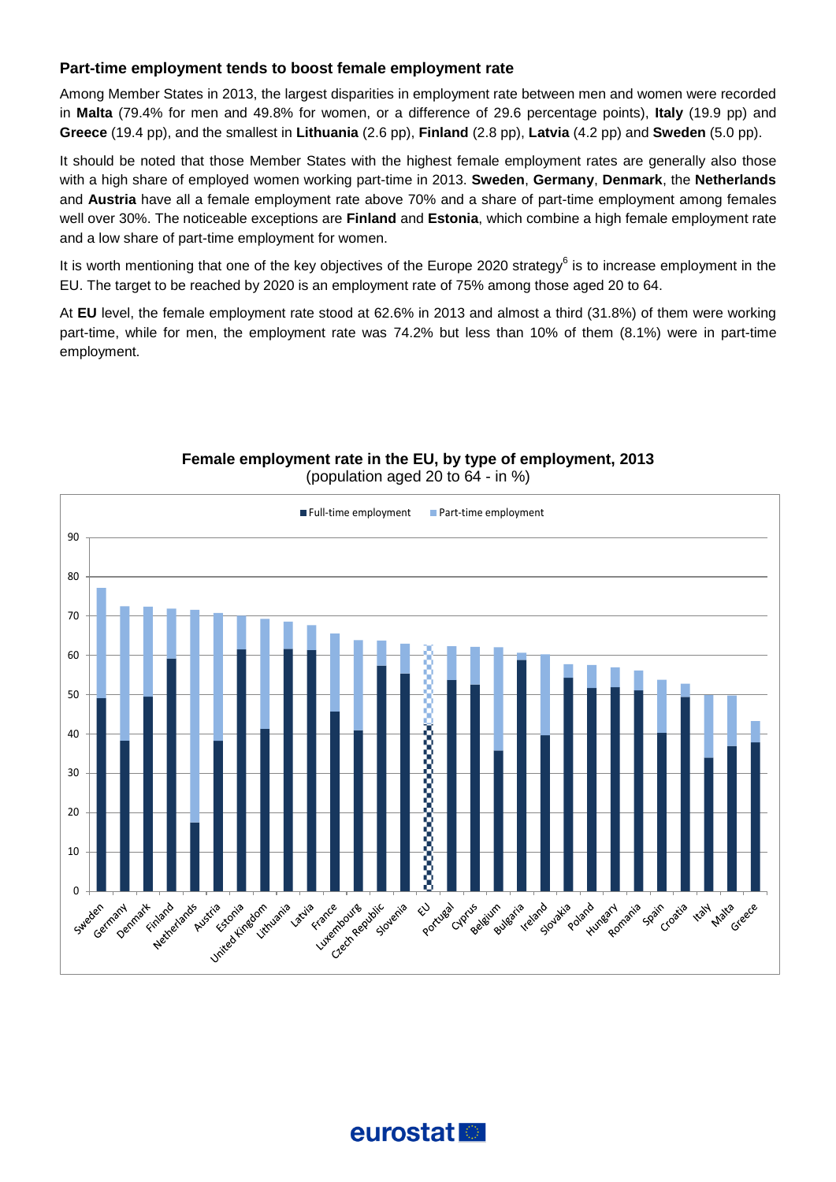### Part-time employment tends to boost female employment rate

Among Member States in 2013, the largest disparities in employment rate between men and women were recorded in **Malta** (79.4% for men and 49.8% for women, or a difference of 29.6 percentage points), **Italy** (19.9 pp) and **Greece** (19.4 pp), and the smallest in **Lithuania** (2.6 pp), **Finland** (2.8 pp), **Latvia** (4.2 pp) and **Sweden** (5.0 pp).

It should be noted that those Member States with the highest female employment rates are generally also those with a high share of employed women working part-time in 2013. **Sweden**, **Germany**, **Denmark**, the **Netherlands** and **Austria** have all a female employment rate above 70% and a share of part-time employment among females well over 30%. The noticeable exceptions are **Finland** and **Estonia**, which combine a high female employment rate and a low share of part-time employment for women.

It is worth mentioning that one of the key objectives of the Europe 2020 strategy[6] is to increase employment in the EU. The target to be reached by 2020 is an employment rate of 75% among those aged 20 to 64.

At **EU** level, the female employment rate stood at 62.6% in 2013 and almost a third (31.8%) of them were working part-time, while for men, the employment rate was 74.2% but less than 10% of them (8.1%) were in part-time employment.

**Female employment rate in the EU, by type of employment, 2013**
(population aged 20 to 64 - in %)

Full-time employment / Part-time employment

Sweden, Germany, Denmark, Finland, Netherlands, Austria, Estonia, United Kingdom, Lithuania, Latvia, France, Luxembourg, Czech Republic, Slovenia, EU, Portugal, Cyprus, Belgium, Bulgaria, Ireland, Slovakia, Poland, Hungary, Romania, Spain, Croatia, Italy, Malta, Greece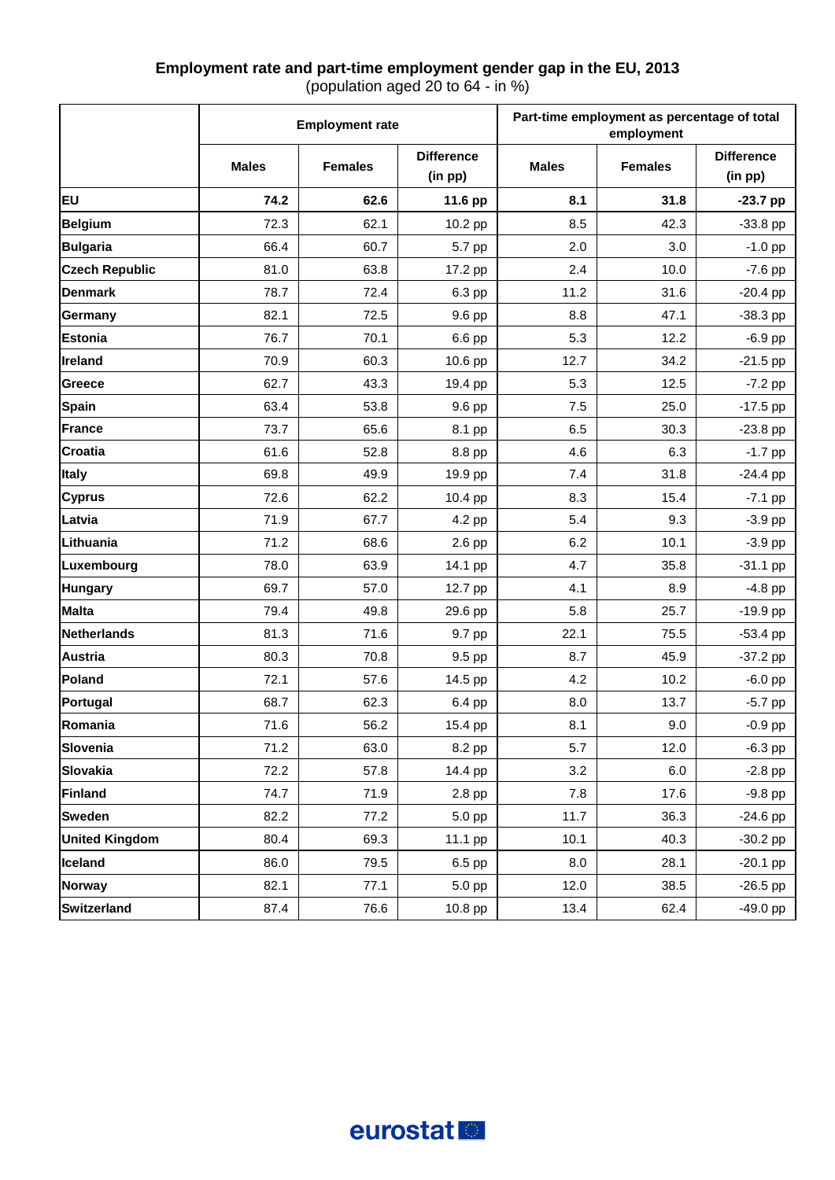**Employment rate and part-time employment gender gap in the EU, 2013**

(population aged 20 to 64 - in %)

| | Employment rate | | | Part-time employment as percentage of total employment | | |
|---|---|---|---|---|---|---|
| | Males | Females | Difference (in pp) | Males | Females | Difference (in pp) |
| **EU** | **74.2** | **62.6** | **11.6 pp** | **8.1** | **31.8** | **-23.7 pp** |
| **Belgium** | 72.3 | 62.1 | 10.2 pp | 8.5 | 42.3 | -33.8 pp |
| **Bulgaria** | 66.4 | 60.7 | 5.7 pp | 2.0 | 3.0 | -1.0 pp |
| **Czech Republic** | 81.0 | 63.8 | 17.2 pp | 2.4 | 10.0 | -7.6 pp |
| **Denmark** | 78.7 | 72.4 | 6.3 pp | 11.2 | 31.6 | -20.4 pp |
| **Germany** | 82.1 | 72.5 | 9.6 pp | 8.8 | 47.1 | -38.3 pp |
| **Estonia** | 76.7 | 70.1 | 6.6 pp | 5.3 | 12.2 | -6.9 pp |
| **Ireland** | 70.9 | 60.3 | 10.6 pp | 12.7 | 34.2 | -21.5 pp |
| **Greece** | 62.7 | 43.3 | 19.4 pp | 5.3 | 12.5 | -7.2 pp |
| **Spain** | 63.4 | 53.8 | 9.6 pp | 7.5 | 25.0 | -17.5 pp |
| **France** | 73.7 | 65.6 | 8.1 pp | 6.5 | 30.3 | -23.8 pp |
| **Croatia** | 61.6 | 52.8 | 8.8 pp | 4.6 | 6.3 | -1.7 pp |
| **Italy** | 69.8 | 49.9 | 19.9 pp | 7.4 | 31.8 | -24.4 pp |
| **Cyprus** | 72.6 | 62.2 | 10.4 pp | 8.3 | 15.4 | -7.1 pp |
| **Latvia** | 71.9 | 67.7 | 4.2 pp | 5.4 | 9.3 | -3.9 pp |
| **Lithuania** | 71.2 | 68.6 | 2.6 pp | 6.2 | 10.1 | -3.9 pp |
| **Luxembourg** | 78.0 | 63.9 | 14.1 pp | 4.7 | 35.8 | -31.1 pp |
| **Hungary** | 69.7 | 57.0 | 12.7 pp | 4.1 | 8.9 | -4.8 pp |
| **Malta** | 79.4 | 49.8 | 29.6 pp | 5.8 | 25.7 | -19.9 pp |
| **Netherlands** | 81.3 | 71.6 | 9.7 pp | 22.1 | 75.5 | -53.4 pp |
| **Austria** | 80.3 | 70.8 | 9.5 pp | 8.7 | 45.9 | -37.2 pp |
| **Poland** | 72.1 | 57.6 | 14.5 pp | 4.2 | 10.2 | -6.0 pp |
| **Portugal** | 68.7 | 62.3 | 6.4 pp | 8.0 | 13.7 | -5.7 pp |
| **Romania** | 71.6 | 56.2 | 15.4 pp | 8.1 | 9.0 | -0.9 pp |
| **Slovenia** | 71.2 | 63.0 | 8.2 pp | 5.7 | 12.0 | -6.3 pp |
| **Slovakia** | 72.2 | 57.8 | 14.4 pp | 3.2 | 6.0 | -2.8 pp |
| **Finland** | 74.7 | 71.9 | 2.8 pp | 7.8 | 17.6 | -9.8 pp |
| **Sweden** | 82.2 | 77.2 | 5.0 pp | 11.7 | 36.3 | -24.6 pp |
| **United Kingdom** | 80.4 | 69.3 | 11.1 pp | 10.1 | 40.3 | -30.2 pp |
| **Iceland** | 86.0 | 79.5 | 6.5 pp | 8.0 | 28.1 | -20.1 pp |
| **Norway** | 82.1 | 77.1 | 5.0 pp | 12.0 | 38.5 | -26.5 pp |
| **Switzerland** | 87.4 | 76.6 | 10.8 pp | 13.4 | 62.4 | -49.0 pp |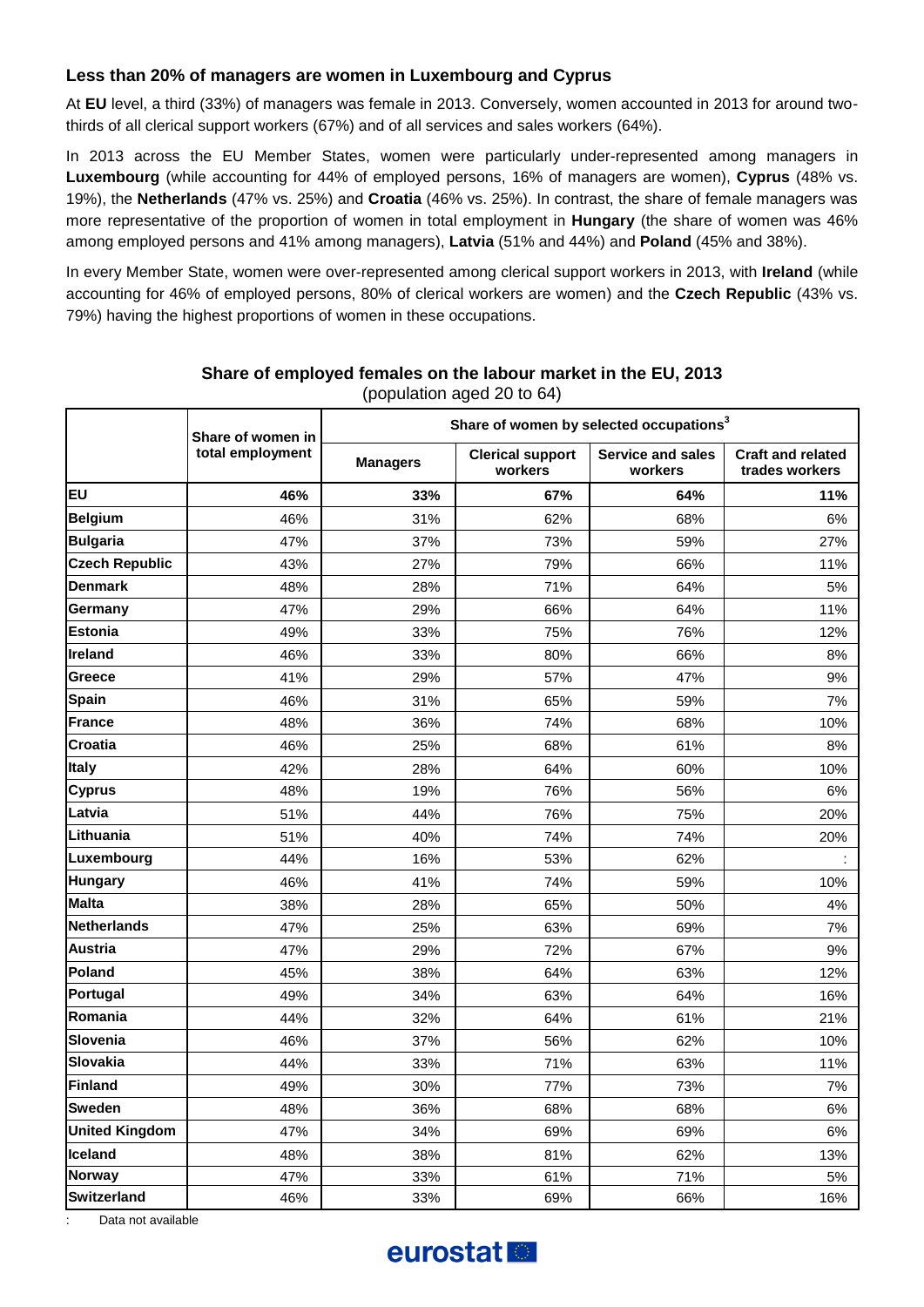### Less than 20% of managers are women in Luxembourg and Cyprus

At **EU** level, a third (33%) of managers was female in 2013. Conversely, women accounted in 2013 for around two-thirds of all clerical support workers (67%) and of all services and sales workers (64%).

In 2013 across the EU Member States, women were particularly under-represented among managers in **Luxembourg** (while accounting for 44% of employed persons, 16% of managers are women), **Cyprus** (48% vs. 19%), the **Netherlands** (47% vs. 25%) and **Croatia** (46% vs. 25%). In contrast, the share of female managers was more representative of the proportion of women in total employment in **Hungary** (the share of women was 46% among employed persons and 41% among managers), **Latvia** (51% and 44%) and **Poland** (45% and 38%).

In every Member State, women were over-represented among clerical support workers in 2013, with **Ireland** (while accounting for 46% of employed persons, 80% of clerical workers are women) and the **Czech Republic** (43% vs. 79%) having the highest proportions of women in these occupations.

**Share of employed females on the labour market in the EU, 2013**
(population aged 20 to 64)

| | Share of women in total employment | Share of women by selected occupations[3] | | | |
|---|---|---|---|---|---|
| | | Managers | Clerical support workers | Service and sales workers | Craft and related trades workers |
| **EU** | **46%** | **33%** | **67%** | **64%** | **11%** |
| **Belgium** | 46% | 31% | 62% | 68% | 6% |
| **Bulgaria** | 47% | 37% | 73% | 59% | 27% |
| **Czech Republic** | 43% | 27% | 79% | 66% | 11% |
| **Denmark** | 48% | 28% | 71% | 64% | 5% |
| **Germany** | 47% | 29% | 66% | 64% | 11% |
| **Estonia** | 49% | 33% | 75% | 76% | 12% |
| **Ireland** | 46% | 33% | 80% | 66% | 8% |
| **Greece** | 41% | 29% | 57% | 47% | 9% |
| **Spain** | 46% | 31% | 65% | 59% | 7% |
| **France** | 48% | 36% | 74% | 68% | 10% |
| **Croatia** | 46% | 25% | 68% | 61% | 8% |
| **Italy** | 42% | 28% | 64% | 60% | 10% |
| **Cyprus** | 48% | 19% | 76% | 56% | 6% |
| **Latvia** | 51% | 44% | 76% | 75% | 20% |
| **Lithuania** | 51% | 40% | 74% | 74% | 20% |
| **Luxembourg** | 44% | 16% | 53% | 62% | : |
| **Hungary** | 46% | 41% | 74% | 59% | 10% |
| **Malta** | 38% | 28% | 65% | 50% | 4% |
| **Netherlands** | 47% | 25% | 63% | 69% | 7% |
| **Austria** | 47% | 29% | 72% | 67% | 9% |
| **Poland** | 45% | 38% | 64% | 63% | 12% |
| **Portugal** | 49% | 34% | 63% | 64% | 16% |
| **Romania** | 44% | 32% | 64% | 61% | 21% |
| **Slovenia** | 46% | 37% | 56% | 62% | 10% |
| **Slovakia** | 44% | 33% | 71% | 63% | 11% |
| **Finland** | 49% | 30% | 77% | 73% | 7% |
| **Sweden** | 48% | 36% | 68% | 68% | 6% |
| **United Kingdom** | 47% | 34% | 69% | 69% | 6% |
| **Iceland** | 48% | 38% | 81% | 62% | 13% |
| **Norway** | 47% | 33% | 61% | 71% | 5% |
| **Switzerland** | 46% | 33% | 69% | 66% | 16% |

: Data not available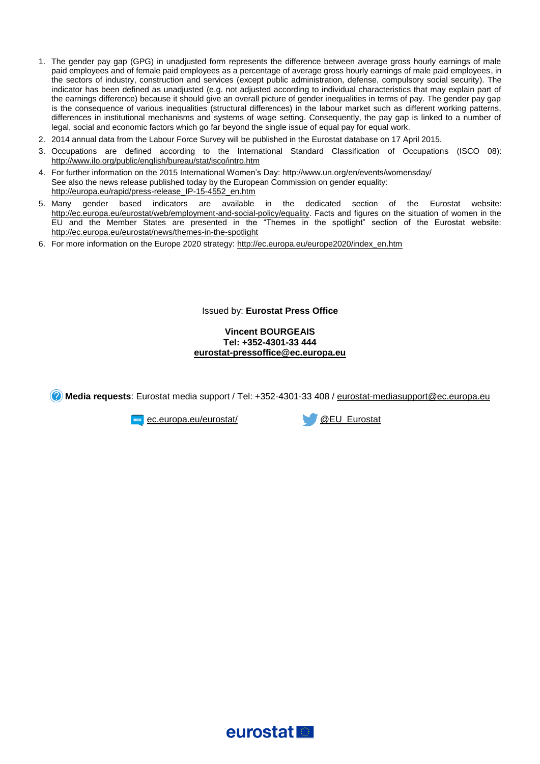1. The gender pay gap (GPG) in unadjusted form represents the difference between average gross hourly earnings of male paid employees and of female paid employees as a percentage of average gross hourly earnings of male paid employees, in the sectors of industry, construction and services (except public administration, defense, compulsory social security). The indicator has been defined as unadjusted (e.g. not adjusted according to individual characteristics that may explain part of the earnings difference) because it should give an overall picture of gender inequalities in terms of pay. The gender pay gap is the consequence of various inequalities (structural differences) in the labour market such as different working patterns, differences in institutional mechanisms and systems of wage setting. Consequently, the pay gap is linked to a number of legal, social and economic factors which go far beyond the single issue of equal pay for equal work.
2. 2014 annual data from the Labour Force Survey will be published in the Eurostat database on 17 April 2015.
3. Occupations are defined according to the International Standard Classification of Occupations (ISCO 08): http://www.ilo.org/public/english/bureau/stat/isco/intro.htm
4. For further information on the 2015 International Women's Day: http://www.un.org/en/events/womensday/
   See also the news release published today by the European Commission on gender equality: http://europa.eu/rapid/press-release_IP-15-4552_en.htm
5. Many gender based indicators are available in the dedicated section of the Eurostat website: http://ec.europa.eu/eurostat/web/employment-and-social-policy/equality. Facts and figures on the situation of women in the EU and the Member States are presented in the "Themes in the spotlight" section of the Eurostat website: http://ec.europa.eu/eurostat/news/themes-in-the-spotlight
6. For more information on the Europe 2020 strategy: http://ec.europa.eu/europe2020/index_en.htm

Issued by: **Eurostat Press Office**

**Vincent BOURGEAIS**
**Tel: +352-4301-33 444**
**eurostat-pressoffice@ec.europa.eu**

**Media requests**: Eurostat media support / Tel: +352-4301-33 408 / eurostat-mediasupport@ec.europa.eu

ec.europa.eu/eurostat/ @EU_Eurostat